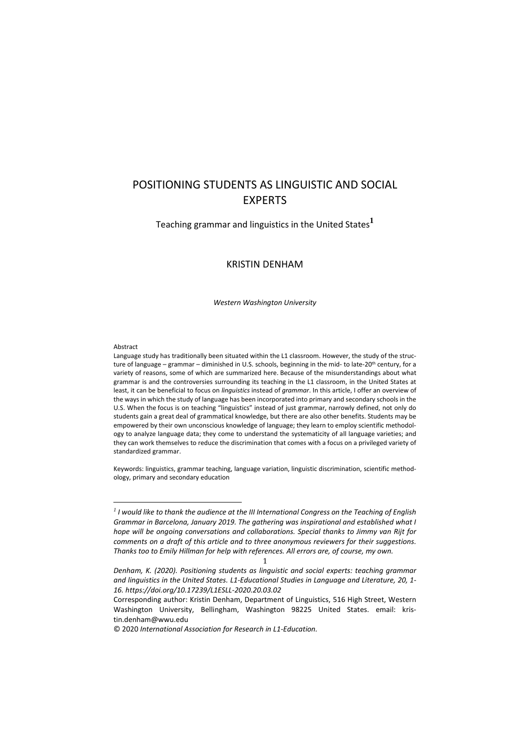# POSITIONING STUDENTS AS LINGUISTIC AND SOCIAL EXPERTS

## Teaching grammar and linguistics in the United States[1]

KRISTIN DENHAM

*Western Washington University*

Abstract

Language study has traditionally been situated within the L1 classroom. However, the study of the structure of language – grammar – diminished in U.S. schools, beginning in the mid- to late-20th century, for a variety of reasons, some of which are summarized here. Because of the misunderstandings about what grammar is and the controversies surrounding its teaching in the L1 classroom, in the United States at least, it can be beneficial to focus on *linguistics* instead of *grammar*. In this article, I offer an overview of the ways in which the study of language has been incorporated into primary and secondary schools in the U.S. When the focus is on teaching "linguistics" instead of just grammar, narrowly defined, not only do students gain a great deal of grammatical knowledge, but there are also other benefits. Students may be empowered by their own unconscious knowledge of language; they learn to employ scientific methodology to analyze language data; they come to understand the systematicity of all language varieties; and they can work themselves to reduce the discrimination that comes with a focus on a privileged variety of standardized grammar.

Keywords: linguistics, grammar teaching, language variation, linguistic discrimination, scientific methodology, primary and secondary education

---

[1] *I would like to thank the audience at the III International Congress on the Teaching of English Grammar in Barcelona, January 2019. The gathering was inspirational and established what I hope will be ongoing conversations and collaborations. Special thanks to Jimmy van Rijt for comments on a draft of this article and to three anonymous reviewers for their suggestions. Thanks too to Emily Hillman for help with references. All errors are, of course, my own.*

*Denham, K. (2020). Positioning students as linguistic and social experts: teaching grammar and linguistics in the United States. L1-Educational Studies in Language and Literature, 20, 1-16. https://doi.org/10.17239/L1ESLL-2020.20.03.02*

Corresponding author: Kristin Denham, Department of Linguistics, 516 High Street, Western Washington University, Bellingham, Washington 98225 United States. email: kristin.denham@wwu.edu

© 2020 *International Association for Research in L1-Education.*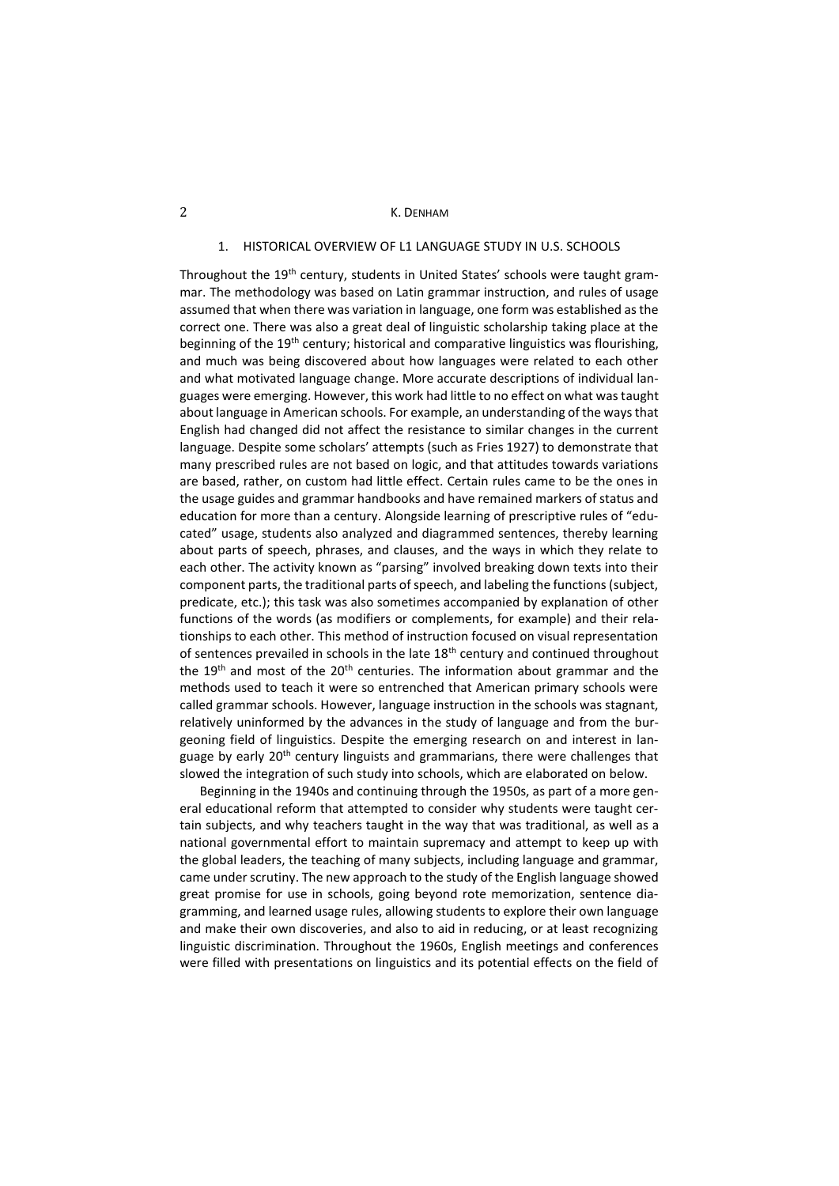## 1. HISTORICAL OVERVIEW OF L1 LANGUAGE STUDY IN U.S. SCHOOLS

Throughout the 19th century, students in United States' schools were taught grammar. The methodology was based on Latin grammar instruction, and rules of usage assumed that when there was variation in language, one form was established as the correct one. There was also a great deal of linguistic scholarship taking place at the beginning of the 19th century; historical and comparative linguistics was flourishing, and much was being discovered about how languages were related to each other and what motivated language change. More accurate descriptions of individual languages were emerging. However, this work had little to no effect on what was taught about language in American schools. For example, an understanding of the ways that English had changed did not affect the resistance to similar changes in the current language. Despite some scholars' attempts (such as Fries 1927) to demonstrate that many prescribed rules are not based on logic, and that attitudes towards variations are based, rather, on custom had little effect. Certain rules came to be the ones in the usage guides and grammar handbooks and have remained markers of status and education for more than a century. Alongside learning of prescriptive rules of "educated" usage, students also analyzed and diagrammed sentences, thereby learning about parts of speech, phrases, and clauses, and the ways in which they relate to each other. The activity known as "parsing" involved breaking down texts into their component parts, the traditional parts of speech, and labeling the functions (subject, predicate, etc.); this task was also sometimes accompanied by explanation of other functions of the words (as modifiers or complements, for example) and their relationships to each other. This method of instruction focused on visual representation of sentences prevailed in schools in the late 18th century and continued throughout the 19th and most of the 20th centuries. The information about grammar and the methods used to teach it were so entrenched that American primary schools were called grammar schools. However, language instruction in the schools was stagnant, relatively uninformed by the advances in the study of language and from the burgeoning field of linguistics. Despite the emerging research on and interest in language by early 20th century linguists and grammarians, there were challenges that slowed the integration of such study into schools, which are elaborated on below.

Beginning in the 1940s and continuing through the 1950s, as part of a more general educational reform that attempted to consider why students were taught certain subjects, and why teachers taught in the way that was traditional, as well as a national governmental effort to maintain supremacy and attempt to keep up with the global leaders, the teaching of many subjects, including language and grammar, came under scrutiny. The new approach to the study of the English language showed great promise for use in schools, going beyond rote memorization, sentence diagramming, and learned usage rules, allowing students to explore their own language and make their own discoveries, and also to aid in reducing, or at least recognizing linguistic discrimination. Throughout the 1960s, English meetings and conferences were filled with presentations on linguistics and its potential effects on the field of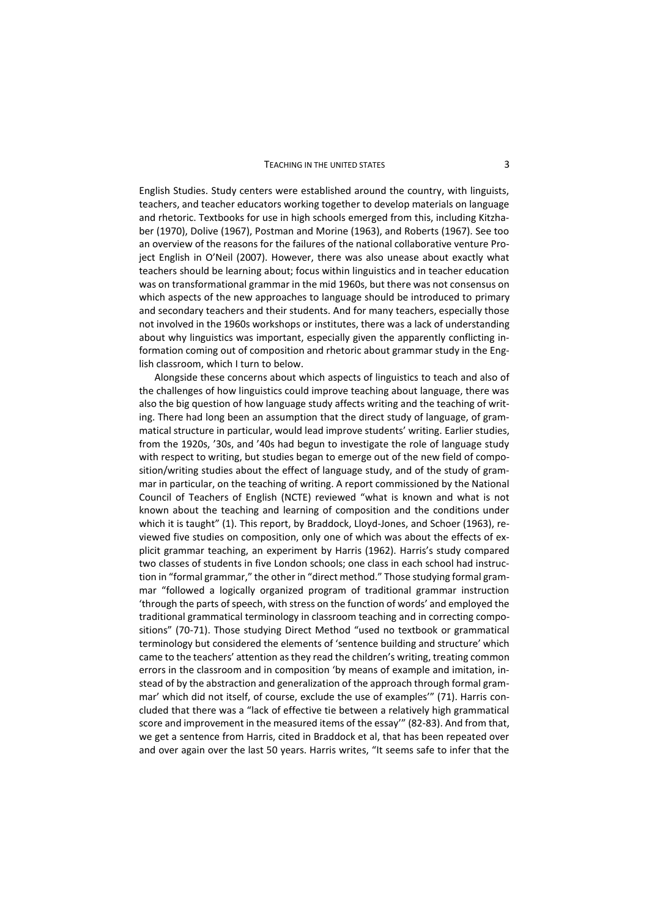English Studies. Study centers were established around the country, with linguists, teachers, and teacher educators working together to develop materials on language and rhetoric. Textbooks for use in high schools emerged from this, including Kitzhaber (1970), Dolive (1967), Postman and Morine (1963), and Roberts (1967). See too an overview of the reasons for the failures of the national collaborative venture Project English in O'Neil (2007). However, there was also unease about exactly what teachers should be learning about; focus within linguistics and in teacher education was on transformational grammar in the mid 1960s, but there was not consensus on which aspects of the new approaches to language should be introduced to primary and secondary teachers and their students. And for many teachers, especially those not involved in the 1960s workshops or institutes, there was a lack of understanding about why linguistics was important, especially given the apparently conflicting information coming out of composition and rhetoric about grammar study in the English classroom, which I turn to below.

Alongside these concerns about which aspects of linguistics to teach and also of the challenges of how linguistics could improve teaching about language, there was also the big question of how language study affects writing and the teaching of writing. There had long been an assumption that the direct study of language, of grammatical structure in particular, would lead improve students' writing. Earlier studies, from the 1920s, '30s, and '40s had begun to investigate the role of language study with respect to writing, but studies began to emerge out of the new field of composition/writing studies about the effect of language study, and of the study of grammar in particular, on the teaching of writing. A report commissioned by the National Council of Teachers of English (NCTE) reviewed "what is known and what is not known about the teaching and learning of composition and the conditions under which it is taught" (1). This report, by Braddock, Lloyd-Jones, and Schoer (1963), reviewed five studies on composition, only one of which was about the effects of explicit grammar teaching, an experiment by Harris (1962). Harris's study compared two classes of students in five London schools; one class in each school had instruction in "formal grammar," the other in "direct method." Those studying formal grammar "followed a logically organized program of traditional grammar instruction 'through the parts of speech, with stress on the function of words' and employed the traditional grammatical terminology in classroom teaching and in correcting compositions" (70-71). Those studying Direct Method "used no textbook or grammatical terminology but considered the elements of 'sentence building and structure' which came to the teachers' attention as they read the children's writing, treating common errors in the classroom and in composition 'by means of example and imitation, instead of by the abstraction and generalization of the approach through formal grammar' which did not itself, of course, exclude the use of examples'" (71). Harris concluded that there was a "lack of effective tie between a relatively high grammatical score and improvement in the measured items of the essay'" (82-83). And from that, we get a sentence from Harris, cited in Braddock et al, that has been repeated over and over again over the last 50 years. Harris writes, "It seems safe to infer that the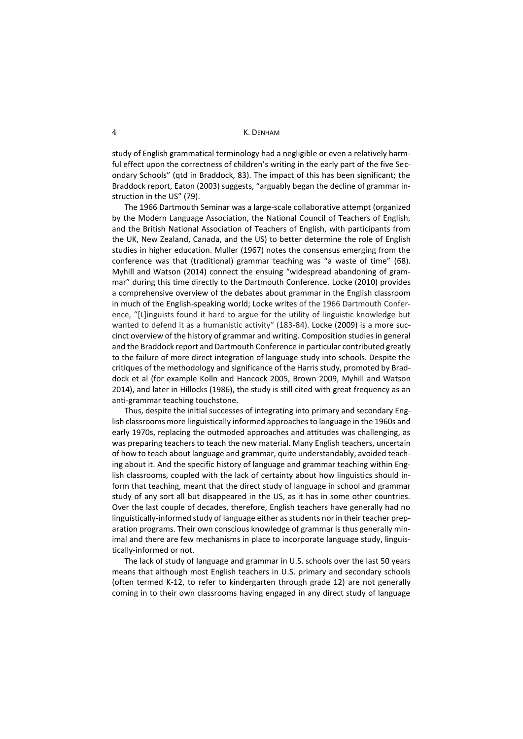study of English grammatical terminology had a negligible or even a relatively harmful effect upon the correctness of children's writing in the early part of the five Secondary Schools" (qtd in Braddock, 83). The impact of this has been significant; the Braddock report, Eaton (2003) suggests, "arguably began the decline of grammar instruction in the US" (79).

The 1966 Dartmouth Seminar was a large-scale collaborative attempt (organized by the Modern Language Association, the National Council of Teachers of English, and the British National Association of Teachers of English, with participants from the UK, New Zealand, Canada, and the US) to better determine the role of English studies in higher education. Muller (1967) notes the consensus emerging from the conference was that (traditional) grammar teaching was "a waste of time" (68). Myhill and Watson (2014) connect the ensuing "widespread abandoning of grammar" during this time directly to the Dartmouth Conference. Locke (2010) provides a comprehensive overview of the debates about grammar in the English classroom in much of the English-speaking world; Locke writes of the 1966 Dartmouth Conference, "[L]inguists found it hard to argue for the utility of linguistic knowledge but wanted to defend it as a humanistic activity" (183-84). Locke (2009) is a more succinct overview of the history of grammar and writing. Composition studies in general and the Braddock report and Dartmouth Conference in particular contributed greatly to the failure of more direct integration of language study into schools. Despite the critiques of the methodology and significance of the Harris study, promoted by Braddock et al (for example Kolln and Hancock 2005, Brown 2009, Myhill and Watson 2014), and later in Hillocks (1986), the study is still cited with great frequency as an anti-grammar teaching touchstone.

Thus, despite the initial successes of integrating into primary and secondary English classrooms more linguistically informed approaches to language in the 1960s and early 1970s, replacing the outmoded approaches and attitudes was challenging, as was preparing teachers to teach the new material. Many English teachers, uncertain of how to teach about language and grammar, quite understandably, avoided teaching about it. And the specific history of language and grammar teaching within English classrooms, coupled with the lack of certainty about how linguistics should inform that teaching, meant that the direct study of language in school and grammar study of any sort all but disappeared in the US, as it has in some other countries. Over the last couple of decades, therefore, English teachers have generally had no linguistically-informed study of language either as students nor in their teacher preparation programs. Their own conscious knowledge of grammar is thus generally minimal and there are few mechanisms in place to incorporate language study, linguistically-informed or not.

The lack of study of language and grammar in U.S. schools over the last 50 years means that although most English teachers in U.S. primary and secondary schools (often termed K-12, to refer to kindergarten through grade 12) are not generally coming in to their own classrooms having engaged in any direct study of language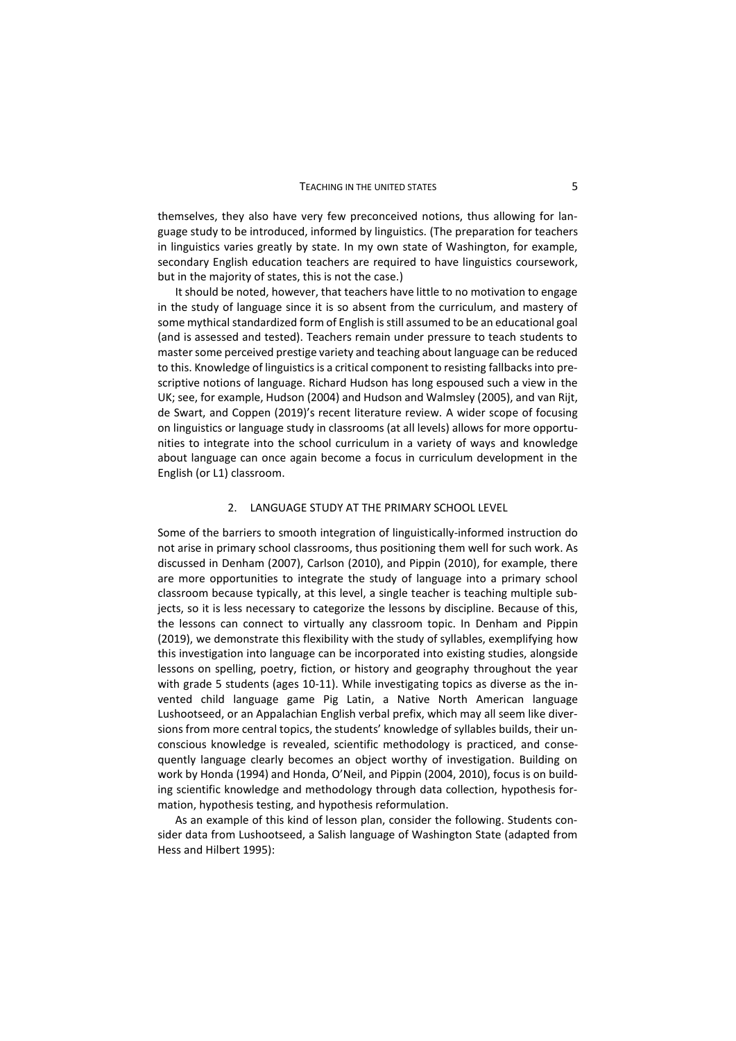themselves, they also have very few preconceived notions, thus allowing for language study to be introduced, informed by linguistics. (The preparation for teachers in linguistics varies greatly by state. In my own state of Washington, for example, secondary English education teachers are required to have linguistics coursework, but in the majority of states, this is not the case.)

It should be noted, however, that teachers have little to no motivation to engage in the study of language since it is so absent from the curriculum, and mastery of some mythical standardized form of English is still assumed to be an educational goal (and is assessed and tested). Teachers remain under pressure to teach students to master some perceived prestige variety and teaching about language can be reduced to this. Knowledge of linguistics is a critical component to resisting fallbacks into prescriptive notions of language. Richard Hudson has long espoused such a view in the UK; see, for example, Hudson (2004) and Hudson and Walmsley (2005), and van Rijt, de Swart, and Coppen (2019)'s recent literature review. A wider scope of focusing on linguistics or language study in classrooms (at all levels) allows for more opportunities to integrate into the school curriculum in a variety of ways and knowledge about language can once again become a focus in curriculum development in the English (or L1) classroom.

## 2. LANGUAGE STUDY AT THE PRIMARY SCHOOL LEVEL

Some of the barriers to smooth integration of linguistically-informed instruction do not arise in primary school classrooms, thus positioning them well for such work. As discussed in Denham (2007), Carlson (2010), and Pippin (2010), for example, there are more opportunities to integrate the study of language into a primary school classroom because typically, at this level, a single teacher is teaching multiple subjects, so it is less necessary to categorize the lessons by discipline. Because of this, the lessons can connect to virtually any classroom topic. In Denham and Pippin (2019), we demonstrate this flexibility with the study of syllables, exemplifying how this investigation into language can be incorporated into existing studies, alongside lessons on spelling, poetry, fiction, or history and geography throughout the year with grade 5 students (ages 10-11). While investigating topics as diverse as the invented child language game Pig Latin, a Native North American language Lushootseed, or an Appalachian English verbal prefix, which may all seem like diversions from more central topics, the students' knowledge of syllables builds, their unconscious knowledge is revealed, scientific methodology is practiced, and consequently language clearly becomes an object worthy of investigation. Building on work by Honda (1994) and Honda, O'Neil, and Pippin (2004, 2010), focus is on building scientific knowledge and methodology through data collection, hypothesis formation, hypothesis testing, and hypothesis reformulation.

As an example of this kind of lesson plan, consider the following. Students consider data from Lushootseed, a Salish language of Washington State (adapted from Hess and Hilbert 1995):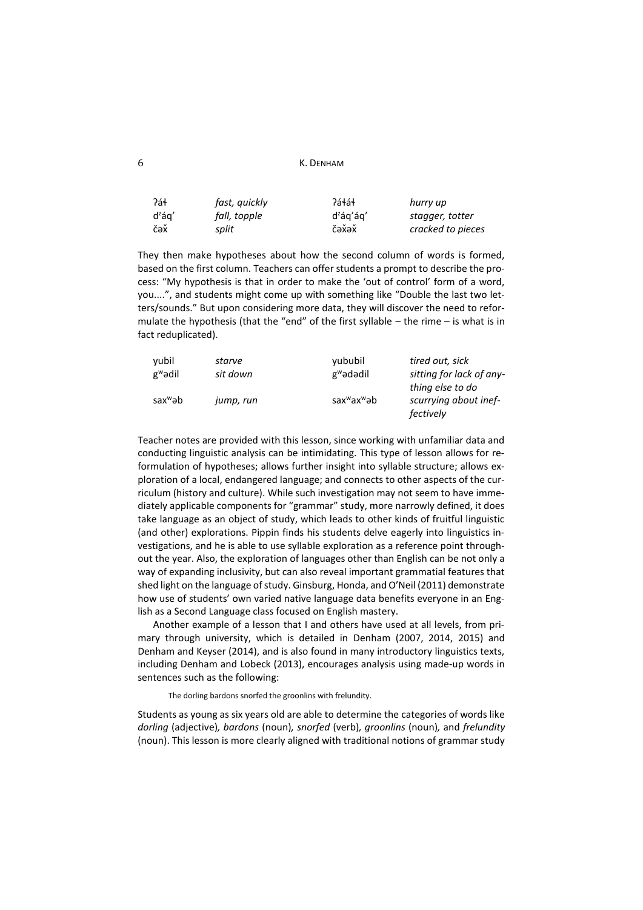| | | | |
|---|---|---|---|
| ʔáɬ | *fast, quickly* | ʔáɬáɬ | *hurry up* |
| dᶻáq’ | *fall, topple* | dᶻáq’áq’ | *stagger, totter* |
| čəx̌ | *split* | čəx̌əx̌ | *cracked to pieces* |

They then make hypotheses about how the second column of words is formed, based on the first column. Teachers can offer students a prompt to describe the process: “My hypothesis is that in order to make the ‘out of control’ form of a word, you....”, and students might come up with something like “Double the last two letters/sounds.” But upon considering more data, they will discover the need to reformulate the hypothesis (that the “end” of the first syllable – the rime – is what is in fact reduplicated).

| | | | |
|---|---|---|---|
| yubil | *starve* | yububil | *tired out, sick* |
| gʷədil | *sit down* | gʷədədil | *sitting for lack of anything else to do* |
| saxʷəb | *jump, run* | saxʷaxʷəb | *scurrying about ineffectively* |

Teacher notes are provided with this lesson, since working with unfamiliar data and conducting linguistic analysis can be intimidating. This type of lesson allows for reformulation of hypotheses; allows further insight into syllable structure; allows exploration of a local, endangered language; and connects to other aspects of the curriculum (history and culture). While such investigation may not seem to have immediately applicable components for “grammar” study, more narrowly defined, it does take language as an object of study, which leads to other kinds of fruitful linguistic (and other) explorations. Pippin finds his students delve eagerly into linguistics investigations, and he is able to use syllable exploration as a reference point throughout the year. Also, the exploration of languages other than English can be not only a way of expanding inclusivity, but can also reveal important grammatial features that shed light on the language of study. Ginsburg, Honda, and O’Neil (2011) demonstrate how use of students’ own varied native language data benefits everyone in an English as a Second Language class focused on English mastery.

Another example of a lesson that I and others have used at all levels, from primary through university, which is detailed in Denham (2007, 2014, 2015) and Denham and Keyser (2014), and is also found in many introductory linguistics texts, including Denham and Lobeck (2013), encourages analysis using made-up words in sentences such as the following:

> The dorling bardons snorfed the groonlins with frelundity.

Students as young as six years old are able to determine the categories of words like *dorling* (adjective), *bardons* (noun), *snorfed* (verb), *groonlins* (noun), and *frelundity* (noun). This lesson is more clearly aligned with traditional notions of grammar study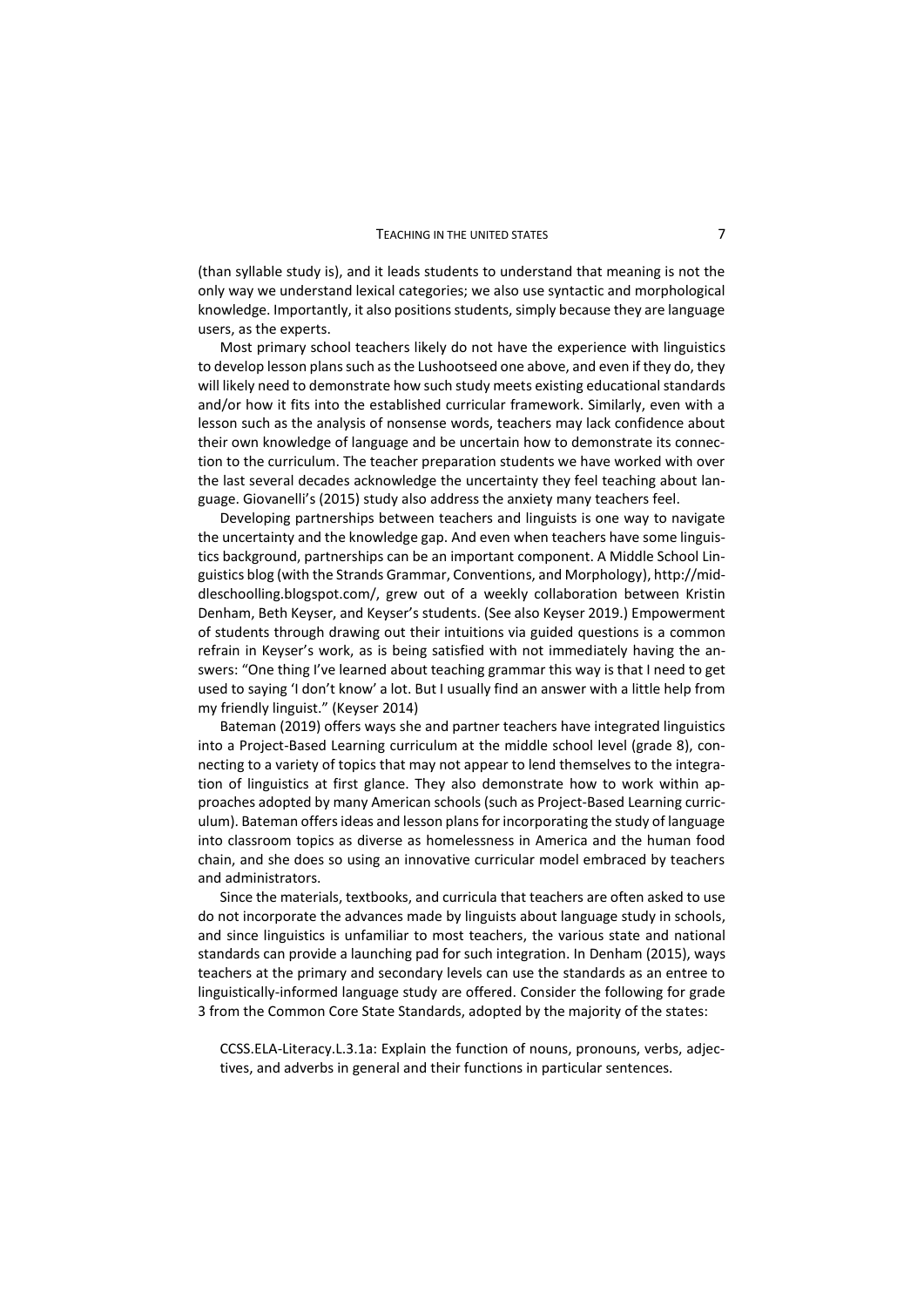(than syllable study is), and it leads students to understand that meaning is not the only way we understand lexical categories; we also use syntactic and morphological knowledge. Importantly, it also positions students, simply because they are language users, as the experts.

Most primary school teachers likely do not have the experience with linguistics to develop lesson plans such as the Lushootseed one above, and even if they do, they will likely need to demonstrate how such study meets existing educational standards and/or how it fits into the established curricular framework. Similarly, even with a lesson such as the analysis of nonsense words, teachers may lack confidence about their own knowledge of language and be uncertain how to demonstrate its connection to the curriculum. The teacher preparation students we have worked with over the last several decades acknowledge the uncertainty they feel teaching about language. Giovanelli's (2015) study also address the anxiety many teachers feel.

Developing partnerships between teachers and linguists is one way to navigate the uncertainty and the knowledge gap. And even when teachers have some linguistics background, partnerships can be an important component. A Middle School Linguistics blog (with the Strands Grammar, Conventions, and Morphology), http://middleschoolling.blogspot.com/, grew out of a weekly collaboration between Kristin Denham, Beth Keyser, and Keyser's students. (See also Keyser 2019.) Empowerment of students through drawing out their intuitions via guided questions is a common refrain in Keyser's work, as is being satisfied with not immediately having the answers: "One thing I've learned about teaching grammar this way is that I need to get used to saying 'I don't know' a lot. But I usually find an answer with a little help from my friendly linguist." (Keyser 2014)

Bateman (2019) offers ways she and partner teachers have integrated linguistics into a Project-Based Learning curriculum at the middle school level (grade 8), connecting to a variety of topics that may not appear to lend themselves to the integration of linguistics at first glance. They also demonstrate how to work within approaches adopted by many American schools (such as Project-Based Learning curriculum). Bateman offers ideas and lesson plans for incorporating the study of language into classroom topics as diverse as homelessness in America and the human food chain, and she does so using an innovative curricular model embraced by teachers and administrators.

Since the materials, textbooks, and curricula that teachers are often asked to use do not incorporate the advances made by linguists about language study in schools, and since linguistics is unfamiliar to most teachers, the various state and national standards can provide a launching pad for such integration. In Denham (2015), ways teachers at the primary and secondary levels can use the standards as an entree to linguistically-informed language study are offered. Consider the following for grade 3 from the Common Core State Standards, adopted by the majority of the states:

> CCSS.ELA-Literacy.L.3.1a: Explain the function of nouns, pronouns, verbs, adjectives, and adverbs in general and their functions in particular sentences.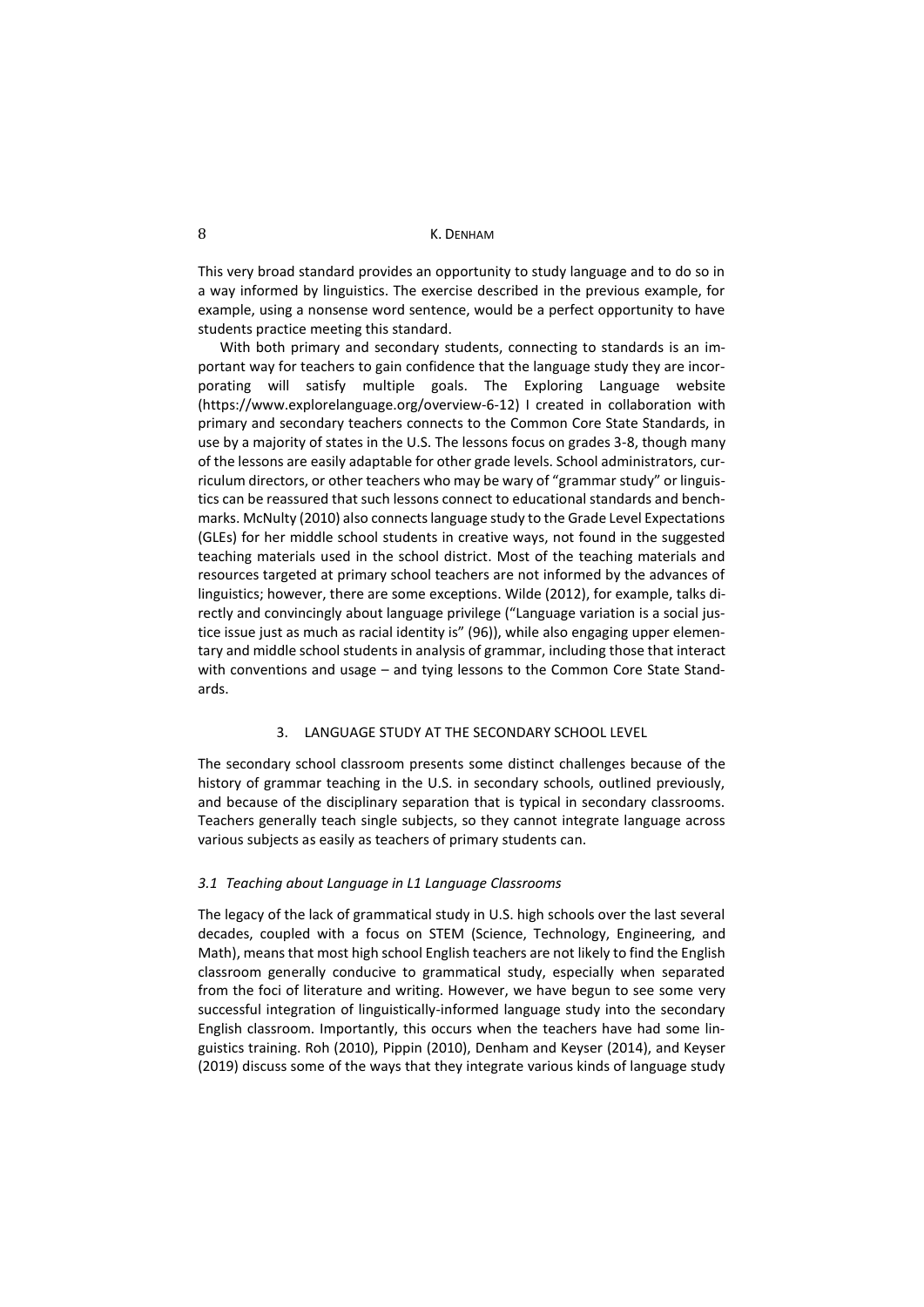This very broad standard provides an opportunity to study language and to do so in a way informed by linguistics. The exercise described in the previous example, for example, using a nonsense word sentence, would be a perfect opportunity to have students practice meeting this standard.

With both primary and secondary students, connecting to standards is an important way for teachers to gain confidence that the language study they are incorporating will satisfy multiple goals. The Exploring Language website (https://www.explorelanguage.org/overview-6-12) I created in collaboration with primary and secondary teachers connects to the Common Core State Standards, in use by a majority of states in the U.S. The lessons focus on grades 3-8, though many of the lessons are easily adaptable for other grade levels. School administrators, curriculum directors, or other teachers who may be wary of "grammar study" or linguistics can be reassured that such lessons connect to educational standards and benchmarks. McNulty (2010) also connects language study to the Grade Level Expectations (GLEs) for her middle school students in creative ways, not found in the suggested teaching materials used in the school district. Most of the teaching materials and resources targeted at primary school teachers are not informed by the advances of linguistics; however, there are some exceptions. Wilde (2012), for example, talks directly and convincingly about language privilege ("Language variation is a social justice issue just as much as racial identity is" (96)), while also engaging upper elementary and middle school students in analysis of grammar, including those that interact with conventions and usage – and tying lessons to the Common Core State Standards.

## 3. LANGUAGE STUDY AT THE SECONDARY SCHOOL LEVEL

The secondary school classroom presents some distinct challenges because of the history of grammar teaching in the U.S. in secondary schools, outlined previously, and because of the disciplinary separation that is typical in secondary classrooms. Teachers generally teach single subjects, so they cannot integrate language across various subjects as easily as teachers of primary students can.

### *3.1 Teaching about Language in L1 Language Classrooms*

The legacy of the lack of grammatical study in U.S. high schools over the last several decades, coupled with a focus on STEM (Science, Technology, Engineering, and Math), means that most high school English teachers are not likely to find the English classroom generally conducive to grammatical study, especially when separated from the foci of literature and writing. However, we have begun to see some very successful integration of linguistically-informed language study into the secondary English classroom. Importantly, this occurs when the teachers have had some linguistics training. Roh (2010), Pippin (2010), Denham and Keyser (2014), and Keyser (2019) discuss some of the ways that they integrate various kinds of language study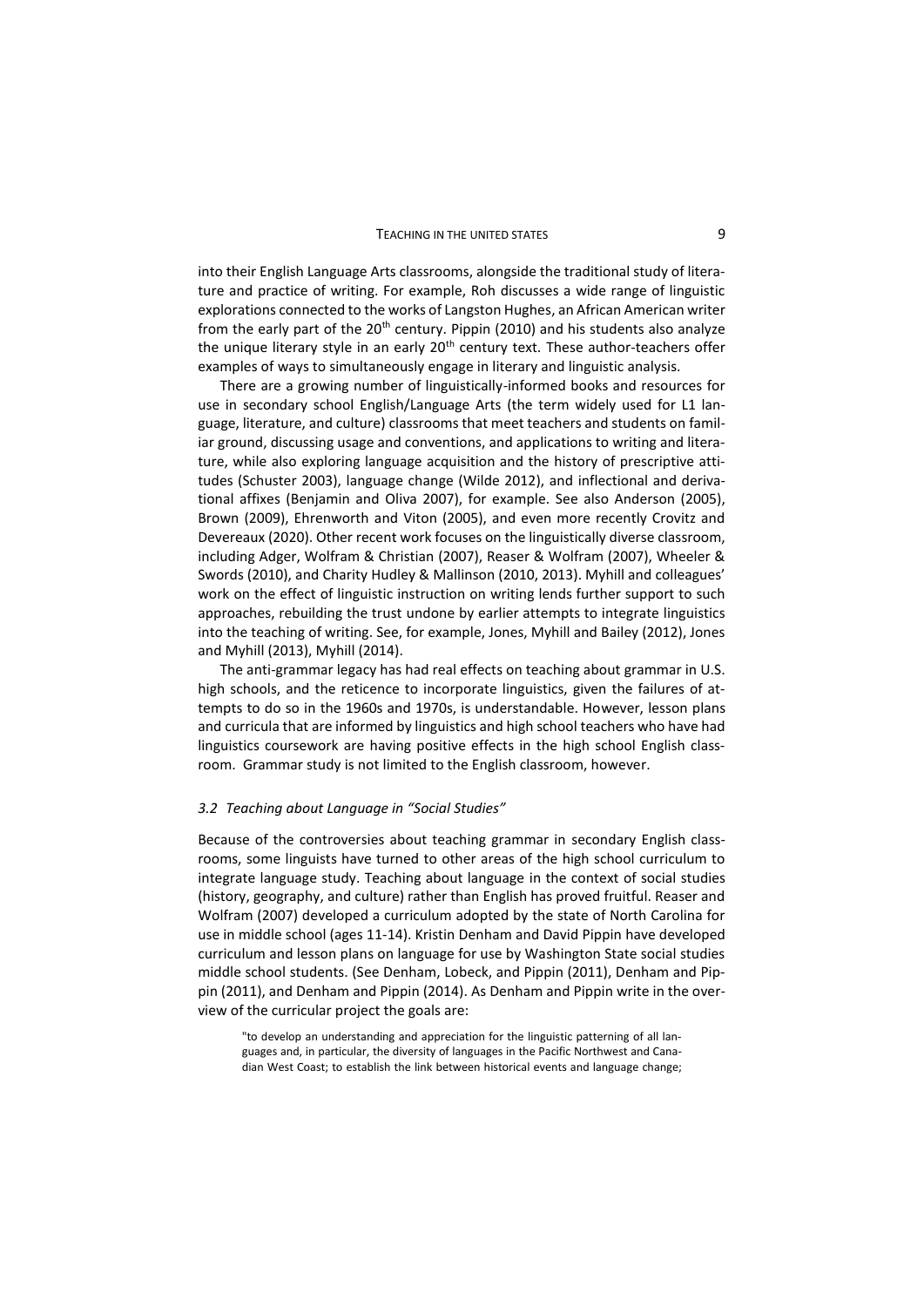into their English Language Arts classrooms, alongside the traditional study of literature and practice of writing. For example, Roh discusses a wide range of linguistic explorations connected to the works of Langston Hughes, an African American writer from the early part of the 20th century. Pippin (2010) and his students also analyze the unique literary style in an early 20th century text. These author-teachers offer examples of ways to simultaneously engage in literary and linguistic analysis.

There are a growing number of linguistically-informed books and resources for use in secondary school English/Language Arts (the term widely used for L1 language, literature, and culture) classrooms that meet teachers and students on familiar ground, discussing usage and conventions, and applications to writing and literature, while also exploring language acquisition and the history of prescriptive attitudes (Schuster 2003), language change (Wilde 2012), and inflectional and derivational affixes (Benjamin and Oliva 2007), for example. See also Anderson (2005), Brown (2009), Ehrenworth and Viton (2005), and even more recently Crovitz and Devereaux (2020). Other recent work focuses on the linguistically diverse classroom, including Adger, Wolfram & Christian (2007), Reaser & Wolfram (2007), Wheeler & Swords (2010), and Charity Hudley & Mallinson (2010, 2013). Myhill and colleagues' work on the effect of linguistic instruction on writing lends further support to such approaches, rebuilding the trust undone by earlier attempts to integrate linguistics into the teaching of writing. See, for example, Jones, Myhill and Bailey (2012), Jones and Myhill (2013), Myhill (2014).

The anti-grammar legacy has had real effects on teaching about grammar in U.S. high schools, and the reticence to incorporate linguistics, given the failures of attempts to do so in the 1960s and 1970s, is understandable. However, lesson plans and curricula that are informed by linguistics and high school teachers who have had linguistics coursework are having positive effects in the high school English classroom. Grammar study is not limited to the English classroom, however.

### *3.2 Teaching about Language in "Social Studies"*

Because of the controversies about teaching grammar in secondary English classrooms, some linguists have turned to other areas of the high school curriculum to integrate language study. Teaching about language in the context of social studies (history, geography, and culture) rather than English has proved fruitful. Reaser and Wolfram (2007) developed a curriculum adopted by the state of North Carolina for use in middle school (ages 11-14). Kristin Denham and David Pippin have developed curriculum and lesson plans on language for use by Washington State social studies middle school students. (See Denham, Lobeck, and Pippin (2011), Denham and Pippin (2011), and Denham and Pippin (2014). As Denham and Pippin write in the overview of the curricular project the goals are:

> "to develop an understanding and appreciation for the linguistic patterning of all languages and, in particular, the diversity of languages in the Pacific Northwest and Canadian West Coast; to establish the link between historical events and language change;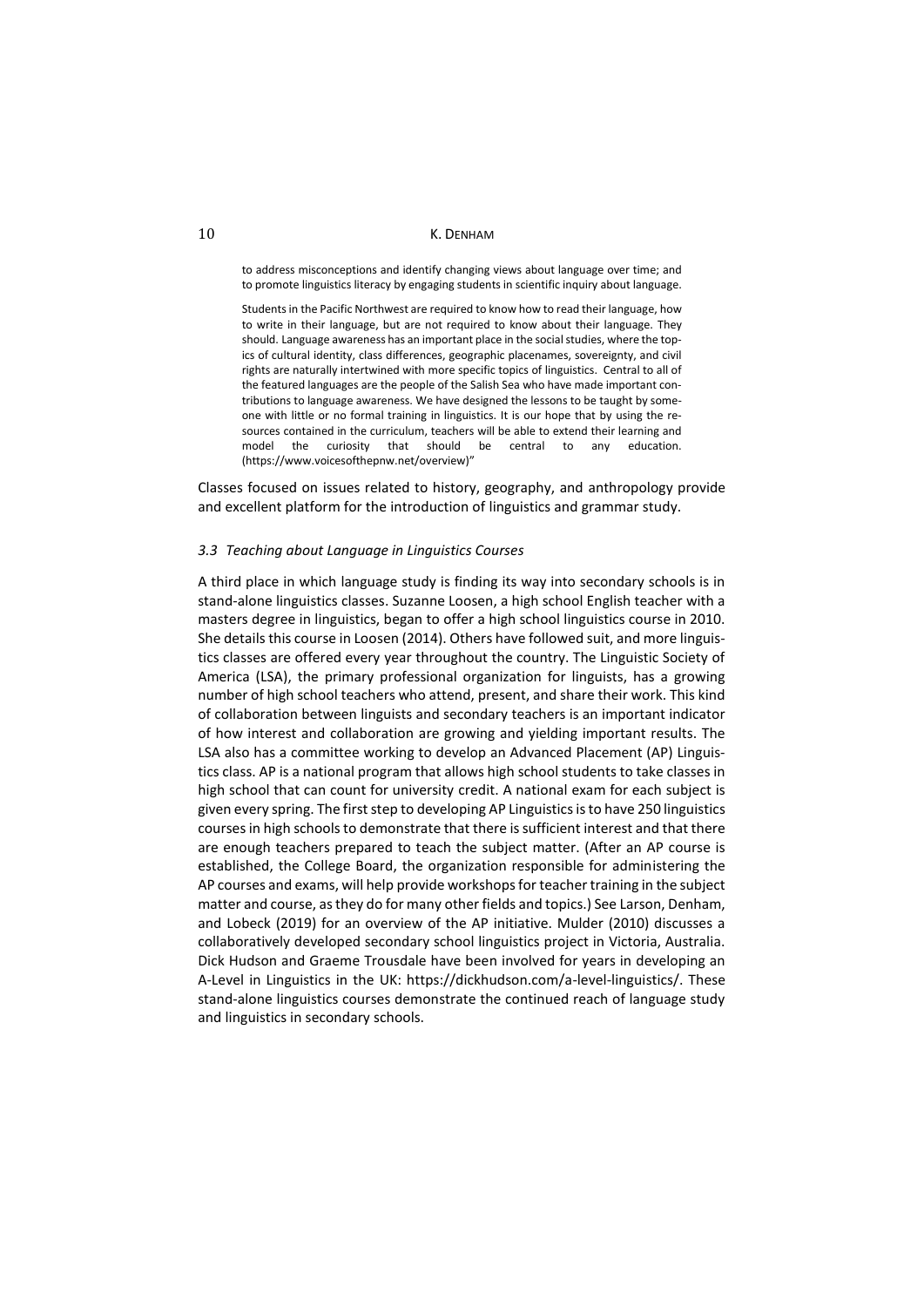> to address misconceptions and identify changing views about language over time; and to promote linguistics literacy by engaging students in scientific inquiry about language.
>
> Students in the Pacific Northwest are required to know how to read their language, how to write in their language, but are not required to know about their language. They should. Language awareness has an important place in the social studies, where the topics of cultural identity, class differences, geographic placenames, sovereignty, and civil rights are naturally intertwined with more specific topics of linguistics. Central to all of the featured languages are the people of the Salish Sea who have made important contributions to language awareness. We have designed the lessons to be taught by someone with little or no formal training in linguistics. It is our hope that by using the resources contained in the curriculum, teachers will be able to extend their learning and model the curiosity that should be central to any education. (https://www.voicesofthepnw.net/overview)"

Classes focused on issues related to history, geography, and anthropology provide and excellent platform for the introduction of linguistics and grammar study.

### *3.3 Teaching about Language in Linguistics Courses*

A third place in which language study is finding its way into secondary schools is in stand-alone linguistics classes. Suzanne Loosen, a high school English teacher with a masters degree in linguistics, began to offer a high school linguistics course in 2010. She details this course in Loosen (2014). Others have followed suit, and more linguistics classes are offered every year throughout the country. The Linguistic Society of America (LSA), the primary professional organization for linguists, has a growing number of high school teachers who attend, present, and share their work. This kind of collaboration between linguists and secondary teachers is an important indicator of how interest and collaboration are growing and yielding important results. The LSA also has a committee working to develop an Advanced Placement (AP) Linguistics class. AP is a national program that allows high school students to take classes in high school that can count for university credit. A national exam for each subject is given every spring. The first step to developing AP Linguistics is to have 250 linguistics courses in high schools to demonstrate that there is sufficient interest and that there are enough teachers prepared to teach the subject matter. (After an AP course is established, the College Board, the organization responsible for administering the AP courses and exams, will help provide workshops for teacher training in the subject matter and course, as they do for many other fields and topics.) See Larson, Denham, and Lobeck (2019) for an overview of the AP initiative. Mulder (2010) discusses a collaboratively developed secondary school linguistics project in Victoria, Australia. Dick Hudson and Graeme Trousdale have been involved for years in developing an A-Level in Linguistics in the UK: https://dickhudson.com/a-level-linguistics/. These stand-alone linguistics courses demonstrate the continued reach of language study and linguistics in secondary schools.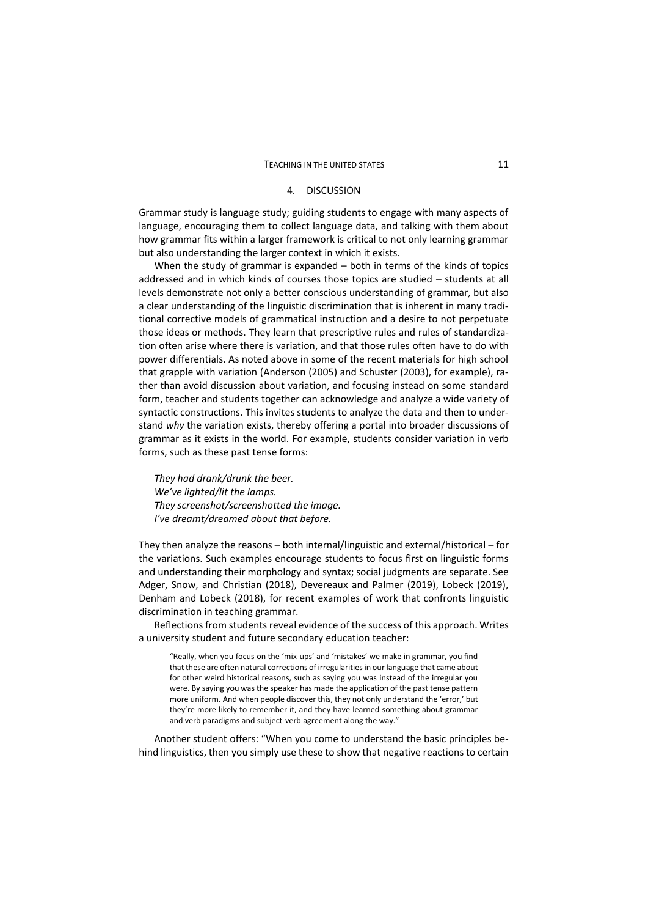## 4. DISCUSSION

Grammar study is language study; guiding students to engage with many aspects of language, encouraging them to collect language data, and talking with them about how grammar fits within a larger framework is critical to not only learning grammar but also understanding the larger context in which it exists.

When the study of grammar is expanded – both in terms of the kinds of topics addressed and in which kinds of courses those topics are studied – students at all levels demonstrate not only a better conscious understanding of grammar, but also a clear understanding of the linguistic discrimination that is inherent in many traditional corrective models of grammatical instruction and a desire to not perpetuate those ideas or methods. They learn that prescriptive rules and rules of standardization often arise where there is variation, and that those rules often have to do with power differentials. As noted above in some of the recent materials for high school that grapple with variation (Anderson (2005) and Schuster (2003), for example), rather than avoid discussion about variation, and focusing instead on some standard form, teacher and students together can acknowledge and analyze a wide variety of syntactic constructions. This invites students to analyze the data and then to understand *why* the variation exists, thereby offering a portal into broader discussions of grammar as it exists in the world. For example, students consider variation in verb forms, such as these past tense forms:

*They had drank/drunk the beer.*
*We've lighted/lit the lamps.*
*They screenshot/screenshotted the image.*
*I've dreamt/dreamed about that before.*

They then analyze the reasons – both internal/linguistic and external/historical – for the variations. Such examples encourage students to focus first on linguistic forms and understanding their morphology and syntax; social judgments are separate. See Adger, Snow, and Christian (2018), Devereaux and Palmer (2019), Lobeck (2019), Denham and Lobeck (2018), for recent examples of work that confronts linguistic discrimination in teaching grammar.

Reflections from students reveal evidence of the success of this approach. Writes a university student and future secondary education teacher:

> "Really, when you focus on the 'mix-ups' and 'mistakes' we make in grammar, you find that these are often natural corrections of irregularities in our language that came about for other weird historical reasons, such as saying you was instead of the irregular you were. By saying you was the speaker has made the application of the past tense pattern more uniform. And when people discover this, they not only understand the 'error,' but they're more likely to remember it, and they have learned something about grammar and verb paradigms and subject-verb agreement along the way."

Another student offers: "When you come to understand the basic principles behind linguistics, then you simply use these to show that negative reactions to certain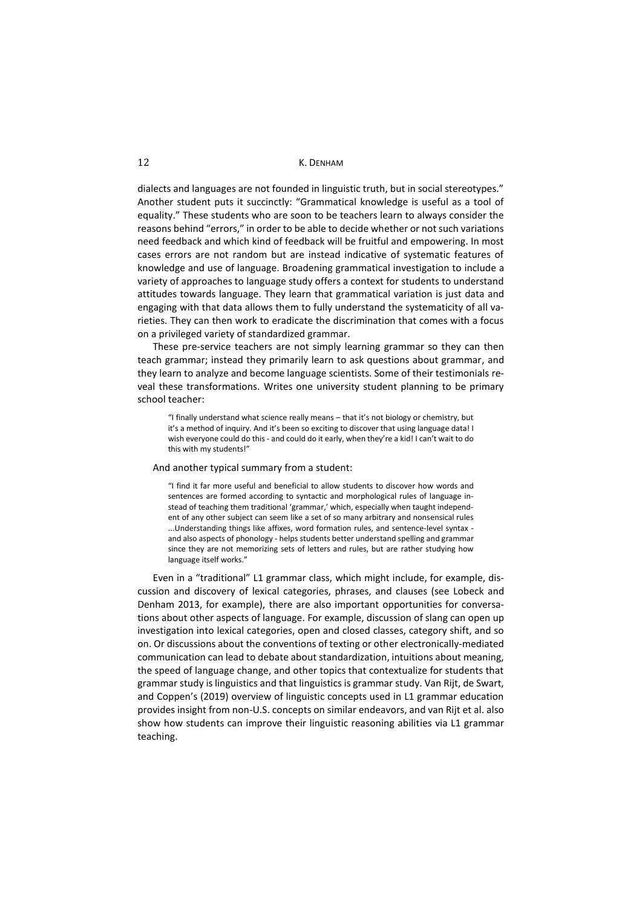dialects and languages are not founded in linguistic truth, but in social stereotypes." Another student puts it succinctly: "Grammatical knowledge is useful as a tool of equality." These students who are soon to be teachers learn to always consider the reasons behind "errors," in order to be able to decide whether or not such variations need feedback and which kind of feedback will be fruitful and empowering. In most cases errors are not random but are instead indicative of systematic features of knowledge and use of language. Broadening grammatical investigation to include a variety of approaches to language study offers a context for students to understand attitudes towards language. They learn that grammatical variation is just data and engaging with that data allows them to fully understand the systematicity of all varieties. They can then work to eradicate the discrimination that comes with a focus on a privileged variety of standardized grammar.

These pre-service teachers are not simply learning grammar so they can then teach grammar; instead they primarily learn to ask questions about grammar, and they learn to analyze and become language scientists. Some of their testimonials reveal these transformations. Writes one university student planning to be primary school teacher:

> "I finally understand what science really means – that it's not biology or chemistry, but it's a method of inquiry. And it's been so exciting to discover that using language data! I wish everyone could do this - and could do it early, when they're a kid! I can't wait to do this with my students!"

And another typical summary from a student:

> "I find it far more useful and beneficial to allow students to discover how words and sentences are formed according to syntactic and morphological rules of language instead of teaching them traditional 'grammar,' which, especially when taught independent of any other subject can seem like a set of so many arbitrary and nonsensical rules ...Understanding things like affixes, word formation rules, and sentence-level syntax - and also aspects of phonology - helps students better understand spelling and grammar since they are not memorizing sets of letters and rules, but are rather studying how language itself works."

Even in a "traditional" L1 grammar class, which might include, for example, discussion and discovery of lexical categories, phrases, and clauses (see Lobeck and Denham 2013, for example), there are also important opportunities for conversations about other aspects of language. For example, discussion of slang can open up investigation into lexical categories, open and closed classes, category shift, and so on. Or discussions about the conventions of texting or other electronically-mediated communication can lead to debate about standardization, intuitions about meaning, the speed of language change, and other topics that contextualize for students that grammar study is linguistics and that linguistics is grammar study. Van Rijt, de Swart, and Coppen's (2019) overview of linguistic concepts used in L1 grammar education provides insight from non-U.S. concepts on similar endeavors, and van Rijt et al. also show how students can improve their linguistic reasoning abilities via L1 grammar teaching.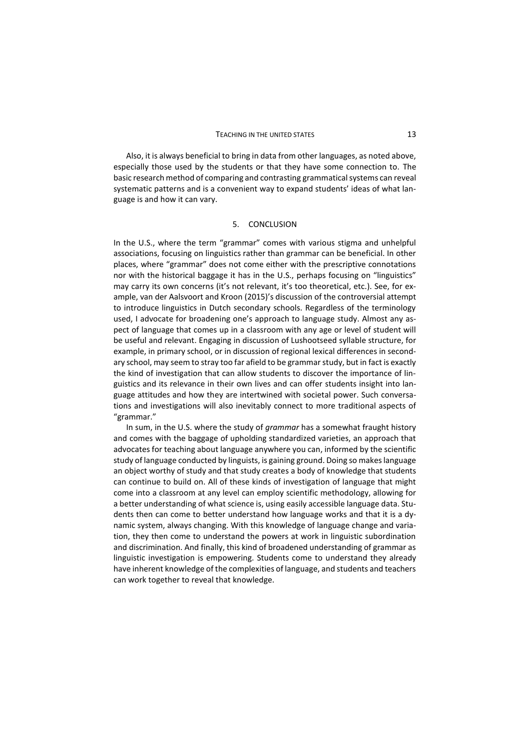Also, it is always beneficial to bring in data from other languages, as noted above, especially those used by the students or that they have some connection to. The basic research method of comparing and contrasting grammatical systems can reveal systematic patterns and is a convenient way to expand students' ideas of what language is and how it can vary.

## 5. CONCLUSION

In the U.S., where the term "grammar" comes with various stigma and unhelpful associations, focusing on linguistics rather than grammar can be beneficial. In other places, where "grammar" does not come either with the prescriptive connotations nor with the historical baggage it has in the U.S., perhaps focusing on "linguistics" may carry its own concerns (it's not relevant, it's too theoretical, etc.). See, for example, van der Aalsvoort and Kroon (2015)'s discussion of the controversial attempt to introduce linguistics in Dutch secondary schools. Regardless of the terminology used, I advocate for broadening one's approach to language study. Almost any aspect of language that comes up in a classroom with any age or level of student will be useful and relevant. Engaging in discussion of Lushootseed syllable structure, for example, in primary school, or in discussion of regional lexical differences in secondary school, may seem to stray too far afield to be grammar study, but in fact is exactly the kind of investigation that can allow students to discover the importance of linguistics and its relevance in their own lives and can offer students insight into language attitudes and how they are intertwined with societal power. Such conversations and investigations will also inevitably connect to more traditional aspects of "grammar."

In sum, in the U.S. where the study of *grammar* has a somewhat fraught history and comes with the baggage of upholding standardized varieties, an approach that advocates for teaching about language anywhere you can, informed by the scientific study of language conducted by linguists, is gaining ground. Doing so makes language an object worthy of study and that study creates a body of knowledge that students can continue to build on. All of these kinds of investigation of language that might come into a classroom at any level can employ scientific methodology, allowing for a better understanding of what science is, using easily accessible language data. Students then can come to better understand how language works and that it is a dynamic system, always changing. With this knowledge of language change and variation, they then come to understand the powers at work in linguistic subordination and discrimination. And finally, this kind of broadened understanding of grammar as linguistic investigation is empowering. Students come to understand they already have inherent knowledge of the complexities of language, and students and teachers can work together to reveal that knowledge.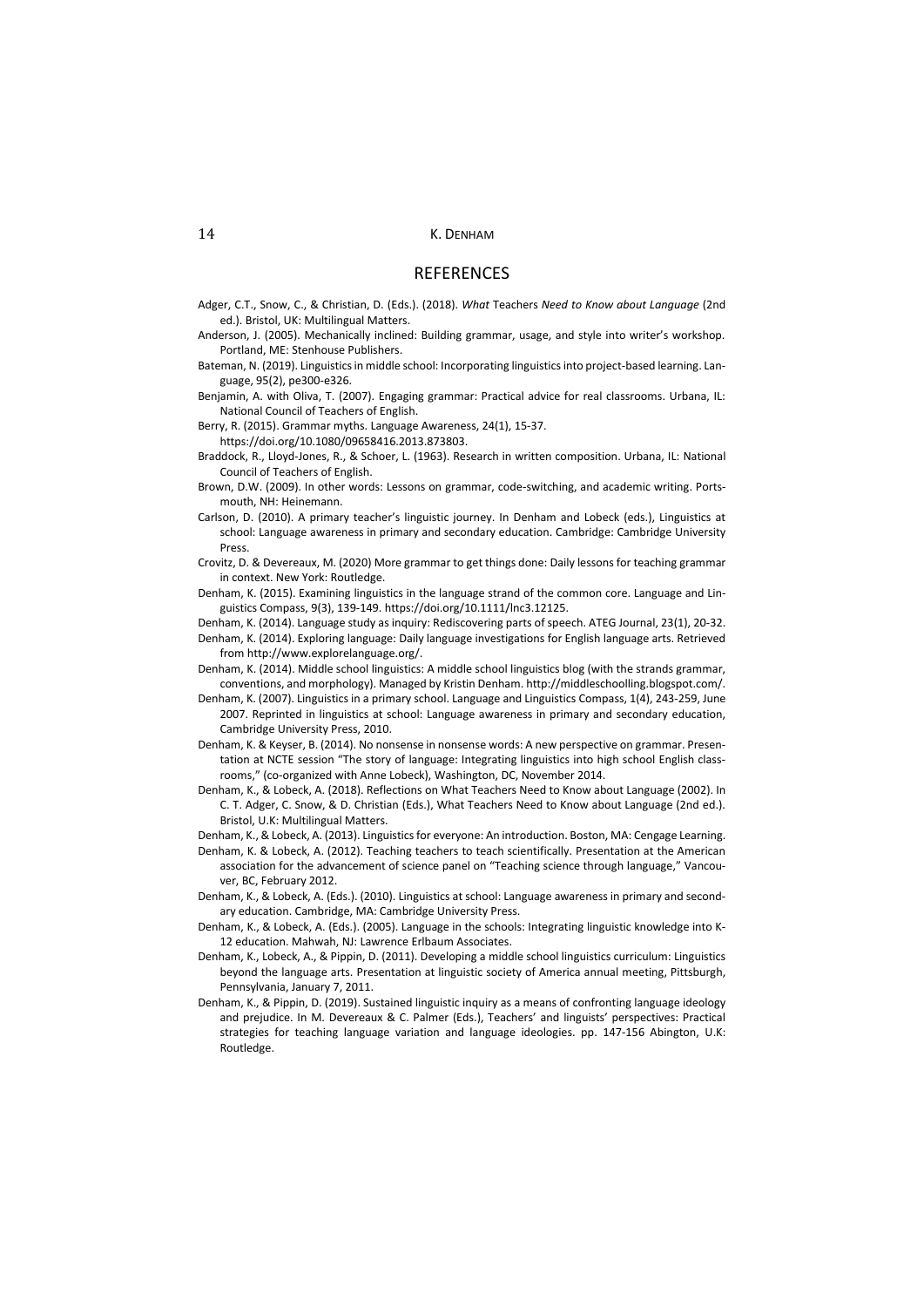## REFERENCES

Adger, C.T., Snow, C., & Christian, D. (Eds.). (2018). *What* Teachers *Need to Know about Language* (2nd ed.). Bristol, UK: Multilingual Matters.

Anderson, J. (2005). Mechanically inclined: Building grammar, usage, and style into writer's workshop. Portland, ME: Stenhouse Publishers.

Bateman, N. (2019). Linguistics in middle school: Incorporating linguistics into project-based learning. Language, 95(2), pe300-e326.

Benjamin, A. with Oliva, T. (2007). Engaging grammar: Practical advice for real classrooms. Urbana, IL: National Council of Teachers of English.

Berry, R. (2015). Grammar myths. Language Awareness, 24(1), 15-37. https://doi.org/10.1080/09658416.2013.873803.

Braddock, R., Lloyd-Jones, R., & Schoer, L. (1963). Research in written composition. Urbana, IL: National Council of Teachers of English.

Brown, D.W. (2009). In other words: Lessons on grammar, code-switching, and academic writing. Portsmouth, NH: Heinemann.

Carlson, D. (2010). A primary teacher's linguistic journey. In Denham and Lobeck (eds.), Linguistics at school: Language awareness in primary and secondary education. Cambridge: Cambridge University Press.

Crovitz, D. & Devereaux, M. (2020) More grammar to get things done: Daily lessons for teaching grammar in context. New York: Routledge.

Denham, K. (2015). Examining linguistics in the language strand of the common core. Language and Linguistics Compass, 9(3), 139-149. https://doi.org/10.1111/lnc3.12125.

Denham, K. (2014). Language study as inquiry: Rediscovering parts of speech. ATEG Journal, 23(1), 20-32.

Denham, K. (2014). Exploring language: Daily language investigations for English language arts. Retrieved from http://www.explorelanguage.org/.

Denham, K. (2014). Middle school linguistics: A middle school linguistics blog (with the strands grammar, conventions, and morphology). Managed by Kristin Denham. http://middleschoolling.blogspot.com/.

Denham, K. (2007). Linguistics in a primary school. Language and Linguistics Compass, 1(4), 243-259, June 2007. Reprinted in linguistics at school: Language awareness in primary and secondary education, Cambridge University Press, 2010.

Denham, K. & Keyser, B. (2014). No nonsense in nonsense words: A new perspective on grammar. Presentation at NCTE session "The story of language: Integrating linguistics into high school English classrooms," (co-organized with Anne Lobeck), Washington, DC, November 2014.

Denham, K., & Lobeck, A. (2018). Reflections on What Teachers Need to Know about Language (2002). In C. T. Adger, C. Snow, & D. Christian (Eds.), What Teachers Need to Know about Language (2nd ed.). Bristol, U.K: Multilingual Matters.

Denham, K., & Lobeck, A. (2013). Linguistics for everyone: An introduction. Boston, MA: Cengage Learning.

Denham, K. & Lobeck, A. (2012). Teaching teachers to teach scientifically. Presentation at the American association for the advancement of science panel on "Teaching science through language," Vancouver, BC, February 2012.

Denham, K., & Lobeck, A. (Eds.). (2010). Linguistics at school: Language awareness in primary and secondary education. Cambridge, MA: Cambridge University Press.

Denham, K., & Lobeck, A. (Eds.). (2005). Language in the schools: Integrating linguistic knowledge into K-12 education. Mahwah, NJ: Lawrence Erlbaum Associates.

Denham, K., Lobeck, A., & Pippin, D. (2011). Developing a middle school linguistics curriculum: Linguistics beyond the language arts. Presentation at linguistic society of America annual meeting, Pittsburgh, Pennsylvania, January 7, 2011.

Denham, K., & Pippin, D. (2019). Sustained linguistic inquiry as a means of confronting language ideology and prejudice. In M. Devereaux & C. Palmer (Eds.), Teachers' and linguists' perspectives: Practical strategies for teaching language variation and language ideologies. pp. 147-156 Abington, U.K: Routledge.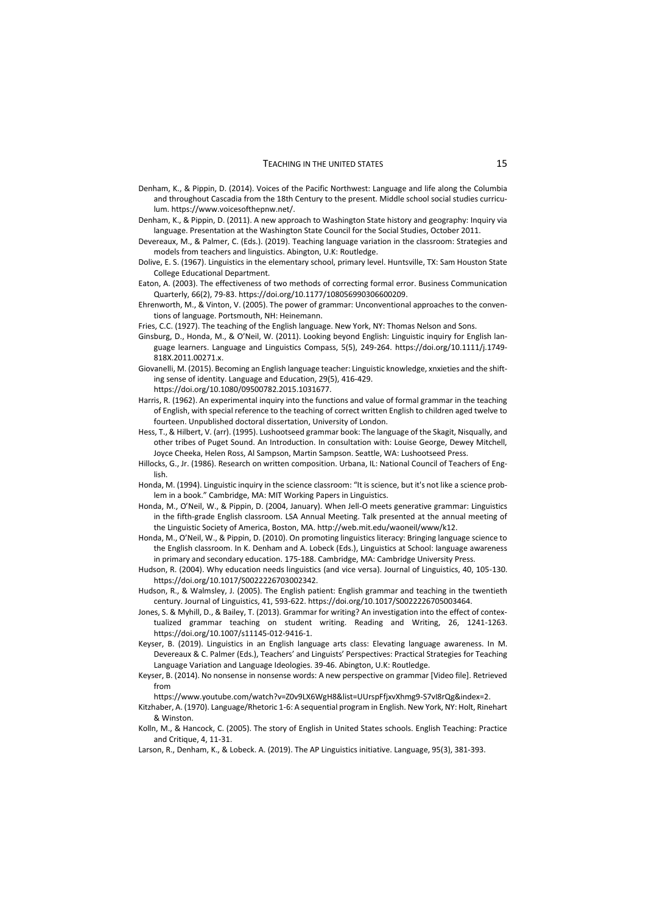Denham, K., & Pippin, D. (2014). Voices of the Pacific Northwest: Language and life along the Columbia and throughout Cascadia from the 18th Century to the present. Middle school social studies curriculum. https://www.voicesofthepnw.net/.

Denham, K., & Pippin, D. (2011). A new approach to Washington State history and geography: Inquiry via language. Presentation at the Washington State Council for the Social Studies, October 2011.

Devereaux, M., & Palmer, C. (Eds.). (2019). Teaching language variation in the classroom: Strategies and models from teachers and linguistics. Abington, U.K: Routledge.

Dolive, E. S. (1967). Linguistics in the elementary school, primary level. Huntsville, TX: Sam Houston State College Educational Department.

Eaton, A. (2003). The effectiveness of two methods of correcting formal error. Business Communication Quarterly, 66(2), 79-83. https://doi.org/10.1177/108056990306600209.

Ehrenworth, M., & Vinton, V. (2005). The power of grammar: Unconventional approaches to the conventions of language. Portsmouth, NH: Heinemann.

Fries, C.C. (1927). The teaching of the English language. New York, NY: Thomas Nelson and Sons.

Ginsburg, D., Honda, M., & O'Neil, W. (2011). Looking beyond English: Linguistic inquiry for English language learners. Language and Linguistics Compass, 5(5), 249-264. https://doi.org/10.1111/j.1749-818X.2011.00271.x.

Giovanelli, M. (2015). Becoming an English language teacher: Linguistic knowledge, xnxieties and the shifting sense of identity. Language and Education, 29(5), 416-429. https://doi.org/10.1080/09500782.2015.1031677.

Harris, R. (1962). An experimental inquiry into the functions and value of formal grammar in the teaching of English, with special reference to the teaching of correct written English to children aged twelve to fourteen. Unpublished doctoral dissertation, University of London.

Hess, T., & Hilbert, V. (arr). (1995). Lushootseed grammar book: The language of the Skagit, Nisqually, and other tribes of Puget Sound. An Introduction. In consultation with: Louise George, Dewey Mitchell, Joyce Cheeka, Helen Ross, Al Sampson, Martin Sampson. Seattle, WA: Lushootseed Press.

Hillocks, G., Jr. (1986). Research on written composition. Urbana, IL: National Council of Teachers of English.

Honda, M. (1994). Linguistic inquiry in the science classroom: "It is science, but it's not like a science problem in a book." Cambridge, MA: MIT Working Papers in Linguistics.

Honda, M., O'Neil, W., & Pippin, D. (2004, January). When Jell-O meets generative grammar: Linguistics in the fifth-grade English classroom. LSA Annual Meeting. Talk presented at the annual meeting of the Linguistic Society of America, Boston, MA. http://web.mit.edu/waoneil/www/k12.

Honda, M., O'Neil, W., & Pippin, D. (2010). On promoting linguistics literacy: Bringing language science to the English classroom. In K. Denham and A. Lobeck (Eds.), Linguistics at School: language awareness in primary and secondary education. 175-188. Cambridge, MA: Cambridge University Press.

Hudson, R. (2004). Why education needs linguistics (and vice versa). Journal of Linguistics, 40, 105-130. https://doi.org/10.1017/S0022226703002342.

Hudson, R., & Walmsley, J. (2005). The English patient: English grammar and teaching in the twentieth century. Journal of Linguistics, 41, 593-622. https://doi.org/10.1017/S0022226705003464.

Jones, S. & Myhill, D., & Bailey, T. (2013). Grammar for writing? An investigation into the effect of contextualized grammar teaching on student writing. Reading and Writing, 26, 1241-1263. https://doi.org/10.1007/s11145-012-9416-1.

Keyser, B. (2019). Linguistics in an English language arts class: Elevating language awareness. In M. Devereaux & C. Palmer (Eds.), Teachers' and Linguists' Perspectives: Practical Strategies for Teaching Language Variation and Language Ideologies. 39-46. Abington, U.K: Routledge.

Keyser, B. (2014). No nonsense in nonsense words: A new perspective on grammar [Video file]. Retrieved from https://www.youtube.com/watch?v=Z0v9LX6WgH8&list=UUrspFfjxvXhmg9-S7vI8rQg&index=2.

Kitzhaber, A. (1970). Language/Rhetoric 1-6: A sequential program in English. New York, NY: Holt, Rinehart & Winston.

Kolln, M., & Hancock, C. (2005). The story of English in United States schools. English Teaching: Practice and Critique, 4, 11-31.

Larson, R., Denham, K., & Lobeck. A. (2019). The AP Linguistics initiative. Language, 95(3), 381-393.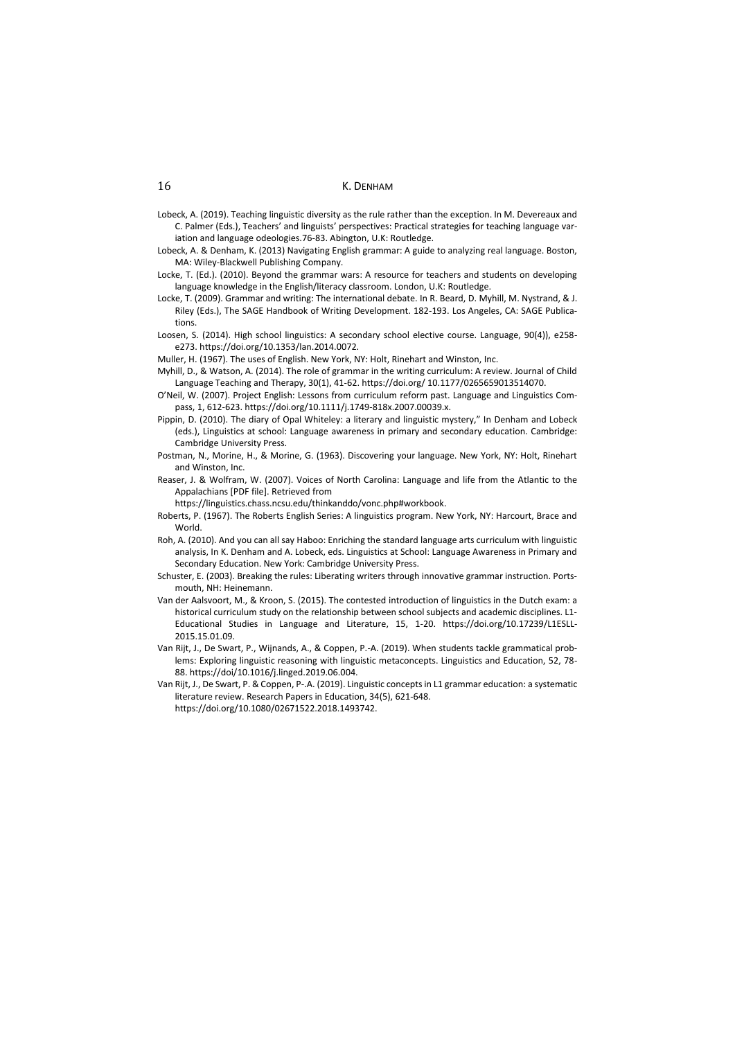Lobeck, A. (2019). Teaching linguistic diversity as the rule rather than the exception. In M. Devereaux and C. Palmer (Eds.), Teachers' and linguists' perspectives: Practical strategies for teaching language variation and language odeologies.76-83. Abington, U.K: Routledge.

Lobeck, A. & Denham, K. (2013) Navigating English grammar: A guide to analyzing real language. Boston, MA: Wiley-Blackwell Publishing Company.

Locke, T. (Ed.). (2010). Beyond the grammar wars: A resource for teachers and students on developing language knowledge in the English/literacy classroom. London, U.K: Routledge.

Locke, T. (2009). Grammar and writing: The international debate. In R. Beard, D. Myhill, M. Nystrand, & J. Riley (Eds.), The SAGE Handbook of Writing Development. 182-193. Los Angeles, CA: SAGE Publications.

Loosen, S. (2014). High school linguistics: A secondary school elective course. Language, 90(4)), e258-e273. https://doi.org/10.1353/lan.2014.0072.

Muller, H. (1967). The uses of English. New York, NY: Holt, Rinehart and Winston, Inc.

Myhill, D., & Watson, A. (2014). The role of grammar in the writing curriculum: A review. Journal of Child Language Teaching and Therapy, 30(1), 41-62. https://doi.org/ 10.1177/0265659013514070.

O'Neil, W. (2007). Project English: Lessons from curriculum reform past. Language and Linguistics Compass, 1, 612-623. https://doi.org/10.1111/j.1749-818x.2007.00039.x.

Pippin, D. (2010). The diary of Opal Whiteley: a literary and linguistic mystery," In Denham and Lobeck (eds.), Linguistics at school: Language awareness in primary and secondary education. Cambridge: Cambridge University Press.

Postman, N., Morine, H., & Morine, G. (1963). Discovering your language. New York, NY: Holt, Rinehart and Winston, Inc.

Reaser, J. & Wolfram, W. (2007). Voices of North Carolina: Language and life from the Atlantic to the Appalachians [PDF file]. Retrieved from https://linguistics.chass.ncsu.edu/thinkanddo/vonc.php#workbook.

Roberts, P. (1967). The Roberts English Series: A linguistics program. New York, NY: Harcourt, Brace and World.

Roh, A. (2010). And you can all say Haboo: Enriching the standard language arts curriculum with linguistic analysis, In K. Denham and A. Lobeck, eds. Linguistics at School: Language Awareness in Primary and Secondary Education. New York: Cambridge University Press.

Schuster, E. (2003). Breaking the rules: Liberating writers through innovative grammar instruction. Portsmouth, NH: Heinemann.

Van der Aalsvoort, M., & Kroon, S. (2015). The contested introduction of linguistics in the Dutch exam: a historical curriculum study on the relationship between school subjects and academic disciplines. L1-Educational Studies in Language and Literature, 15, 1-20. https://doi.org/10.17239/L1ESLL-2015.15.01.09.

Van Rijt, J., De Swart, P., Wijnands, A., & Coppen, P.-A. (2019). When students tackle grammatical problems: Exploring linguistic reasoning with linguistic metaconcepts. Linguistics and Education, 52, 78-88. https://doi/10.1016/j.linged.2019.06.004.

Van Rijt, J., De Swart, P. & Coppen, P-.A. (2019). Linguistic concepts in L1 grammar education: a systematic literature review. Research Papers in Education, 34(5), 621-648. https://doi.org/10.1080/02671522.2018.1493742.